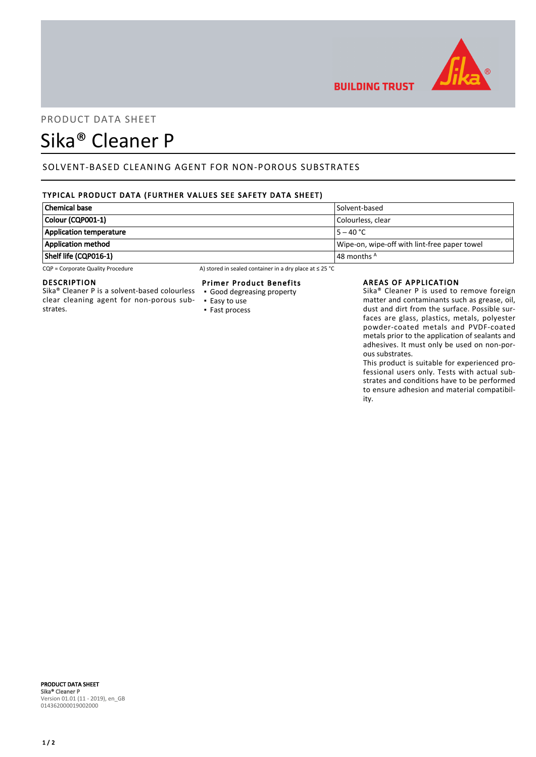PRODUCT DATA SHEET

# Sika® Cleaner P

## SOLVENT-BASED CLEANING AGENT FOR NON-POROUS SUBSTRATES

### TYPICAL PRODUCT DATA (FURTHER VALUES SEE SAFETY DATA SHEET)

| | |
|---|---|
| **Chemical base** | Solvent-based |
| **Colour (CQP001-1)** | Colourless, clear |
| **Application temperature** | 5 – 40 °C |
| **Application method** | Wipe-on, wipe-off with lint-free paper towel |
| **Shelf life (CQP016-1)** | 48 months [A] |

CQP = Corporate Quality Procedure

A) stored in sealed container in a dry place at ≤ 25 °C

### DESCRIPTION

Sika® Cleaner P is a solvent-based colourless clear cleaning agent for non-porous substrates.

### Primer Product Benefits

- Good degreasing property
- Easy to use
- Fast process

### AREAS OF APPLICATION

Sika® Cleaner P is used to remove foreign matter and contaminants such as grease, oil, dust and dirt from the surface. Possible surfaces are glass, plastics, metals, polyester powder-coated metals and PVDF-coated metals prior to the application of sealants and adhesives. It must only be used on non-porous substrates.

This product is suitable for experienced professional users only. Tests with actual substrates and conditions have to be performed to ensure adhesion and material compatibility.

**PRODUCT DATA SHEET**
**Sika® Cleaner P**
Version 01.01 (11 - 2019), en_GB
014362000019002000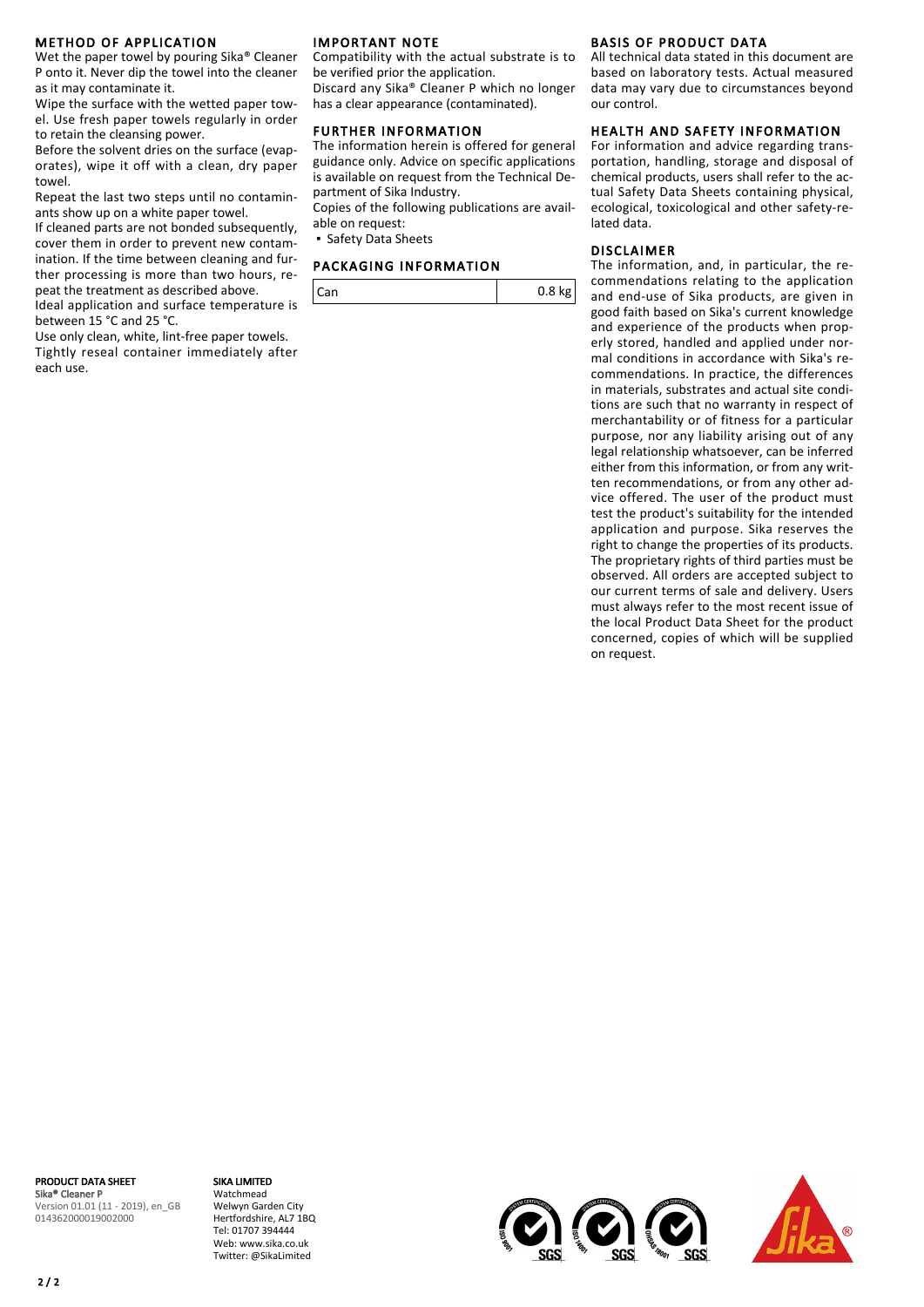## METHOD OF APPLICATION

Wet the paper towel by pouring Sika® Cleaner P onto it. Never dip the towel into the cleaner as it may contaminate it.

Wipe the surface with the wetted paper towel. Use fresh paper towels regularly in order to retain the cleansing power.

Before the solvent dries on the surface (evaporates), wipe it off with a clean, dry paper towel.

Repeat the last two steps until no contaminants show up on a white paper towel.

If cleaned parts are not bonded subsequently, cover them in order to prevent new contamination. If the time between cleaning and further processing is more than two hours, repeat the treatment as described above.

Ideal application and surface temperature is between 15 °C and 25 °C.

Use only clean, white, lint-free paper towels.

Tightly reseal container immediately after each use.

## IMPORTANT NOTE

Compatibility with the actual substrate is to be verified prior the application.

Discard any Sika® Cleaner P which no longer has a clear appearance (contaminated).

## FURTHER INFORMATION

The information herein is offered for general guidance only. Advice on specific applications is available on request from the Technical Department of Sika Industry.

Copies of the following publications are available on request:

- Safety Data Sheets

## PACKAGING INFORMATION

| | |
|---|---|
| Can | 0.8 kg |

## BASIS OF PRODUCT DATA

All technical data stated in this document are based on laboratory tests. Actual measured data may vary due to circumstances beyond our control.

## HEALTH AND SAFETY INFORMATION

For information and advice regarding transportation, handling, storage and disposal of chemical products, users shall refer to the actual Safety Data Sheets containing physical, ecological, toxicological and other safety-related data.

## DISCLAIMER

The information, and, in particular, the recommendations relating to the application and end-use of Sika products, are given in good faith based on Sika's current knowledge and experience of the products when properly stored, handled and applied under normal conditions in accordance with Sika's recommendations. In practice, the differences in materials, substrates and actual site conditions are such that no warranty in respect of merchantability or of fitness for a particular purpose, nor any liability arising out of any legal relationship whatsoever, can be inferred either from this information, or from any written recommendations, or from any other advice offered. The user of the product must test the product's suitability for the intended application and purpose. Sika reserves the right to change the properties of its products. The proprietary rights of third parties must be observed. All orders are accepted subject to our current terms of sale and delivery. Users must always refer to the most recent issue of the local Product Data Sheet for the product concerned, copies of which will be supplied on request.

**PRODUCT DATA SHEET**
**Sika® Cleaner P**
Version 01.01 (11 - 2019), en_GB
014362000019002000

**SIKA LIMITED**
Watchmead
Welwyn Garden City
Hertfordshire, AL7 1BQ
Tel: 01707 394444
Web: www.sika.co.uk
Twitter: @SikaLimited